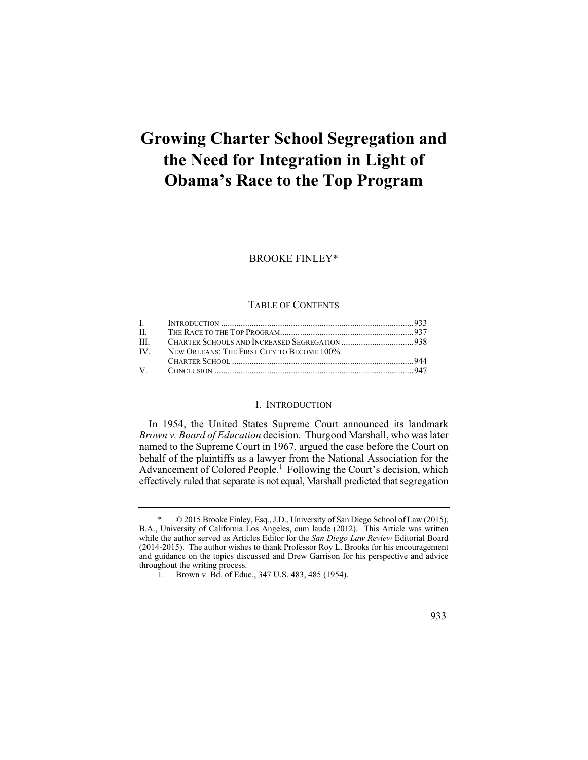# Growing Charter School Segregation and the Need for Integration in Light of Obama's Race to the Top Program

BROOKE FINLEY*

TABLE OF CONTENTS

| | | |
|---|---|---|
| I. | INTRODUCTION | 933 |
| II. | THE RACE TO THE TOP PROGRAM | 937 |
| III. | CHARTER SCHOOLS AND INCREASED SEGREGATION | 938 |
| IV. | NEW ORLEANS: THE FIRST CITY TO BECOME 100% CHARTER SCHOOL | 944 |
| V. | CONCLUSION | 947 |

## I. INTRODUCTION

In 1954, the United States Supreme Court announced its landmark *Brown v. Board of Education* decision. Thurgood Marshall, who was later named to the Supreme Court in 1967, argued the case before the Court on behalf of the plaintiffs as a lawyer from the National Association for the Advancement of Colored People.[1] Following the Court's decision, which effectively ruled that separate is not equal, Marshall predicted that segregation

---

\* © 2015 Brooke Finley, Esq., J.D., University of San Diego School of Law (2015), B.A., University of California Los Angeles, cum laude (2012). This Article was written while the author served as Articles Editor for the *San Diego Law Review* Editorial Board (2014-2015). The author wishes to thank Professor Roy L. Brooks for his encouragement and guidance on the topics discussed and Drew Garrison for his perspective and advice throughout the writing process.

1. Brown v. Bd. of Educ., 347 U.S. 483, 485 (1954).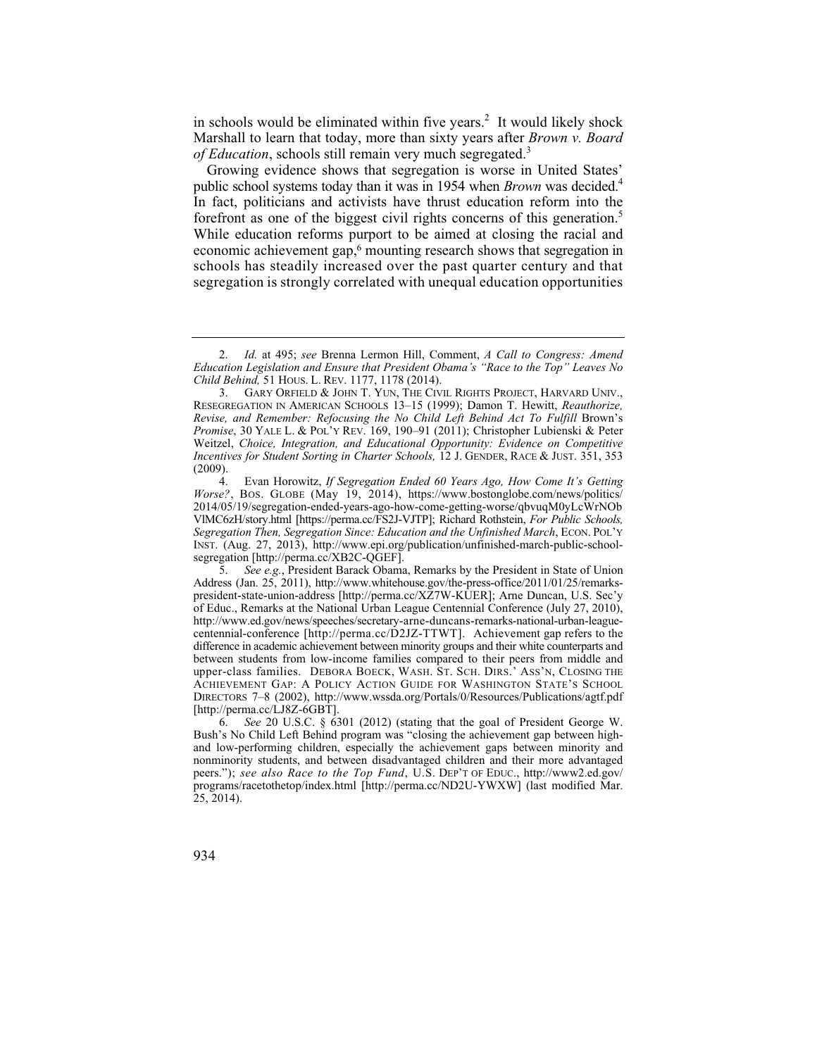in schools would be eliminated within five years.[2] It would likely shock Marshall to learn that today, more than sixty years after *Brown v. Board of Education*, schools still remain very much segregated.[3]

Growing evidence shows that segregation is worse in United States' public school systems today than it was in 1954 when *Brown* was decided.[4] In fact, politicians and activists have thrust education reform into the forefront as one of the biggest civil rights concerns of this generation.[5] While education reforms purport to be aimed at closing the racial and economic achievement gap,[6] mounting research shows that segregation in schools has steadily increased over the past quarter century and that segregation is strongly correlated with unequal education opportunities

---

2. *Id.* at 495; *see* Brenna Lermon Hill, Comment, *A Call to Congress: Amend Education Legislation and Ensure that President Obama's "Race to the Top" Leaves No Child Behind,* 51 HOUS. L. REV. 1177, 1178 (2014).

3. GARY ORFIELD & JOHN T. YUN, THE CIVIL RIGHTS PROJECT, HARVARD UNIV., RESEGREGATION IN AMERICAN SCHOOLS 13–15 (1999); Damon T. Hewitt, *Reauthorize, Revise, and Remember: Refocusing the No Child Left Behind Act To Fulfill* Brown's *Promise*, 30 YALE L. & POL'Y REV. 169, 190–91 (2011); Christopher Lubienski & Peter Weitzel, *Choice, Integration, and Educational Opportunity: Evidence on Competitive Incentives for Student Sorting in Charter Schools,* 12 J. GENDER, RACE & JUST. 351, 353 (2009).

4. Evan Horowitz, *If Segregation Ended 60 Years Ago, How Come It's Getting Worse?*, BOS. GLOBE (May 19, 2014), https://www.bostonglobe.com/news/politics/2014/05/19/segregation-ended-years-ago-how-come-getting-worse/qbvuqM0yLcWrNObVlMC6zH/story.html [https://perma.cc/FS2J-VJTP]; Richard Rothstein, *For Public Schools, Segregation Then, Segregation Since: Education and the Unfinished March*, ECON. POL'Y INST. (Aug. 27, 2013), http://www.epi.org/publication/unfinished-march-public-school-segregation [http://perma.cc/XB2C-QGEF].

5. *See e.g.*, President Barack Obama, Remarks by the President in State of Union Address (Jan. 25, 2011), http://www.whitehouse.gov/the-press-office/2011/01/25/remarks-president-state-union-address [http://perma.cc/XZ7W-KUER]; Arne Duncan, U.S. Sec'y of Educ., Remarks at the National Urban League Centennial Conference (July 27, 2010), http://www.ed.gov/news/speeches/secretary-arne-duncans-remarks-national-urban-league-centennial-conference [http://perma.cc/D2JZ-TTWT]. Achievement gap refers to the difference in academic achievement between minority groups and their white counterparts and between students from low-income families compared to their peers from middle and upper-class families. DEBORA BOECK, WASH. ST. SCH. DIRS.' ASS'N, CLOSING THE ACHIEVEMENT GAP: A POLICY ACTION GUIDE FOR WASHINGTON STATE'S SCHOOL DIRECTORS 7–8 (2002), http://www.wssda.org/Portals/0/Resources/Publications/agtf.pdf [http://perma.cc/LJ8Z-6GBT].

6. *See* 20 U.S.C. § 6301 (2012) (stating that the goal of President George W. Bush's No Child Left Behind program was "closing the achievement gap between high- and low-performing children, especially the achievement gaps between minority and nonminority students, and between disadvantaged children and their more advantaged peers."); *see also Race to the Top Fund*, U.S. DEP'T OF EDUC., http://www2.ed.gov/programs/racetothetop/index.html [http://perma.cc/ND2U-YWXW] (last modified Mar. 25, 2014).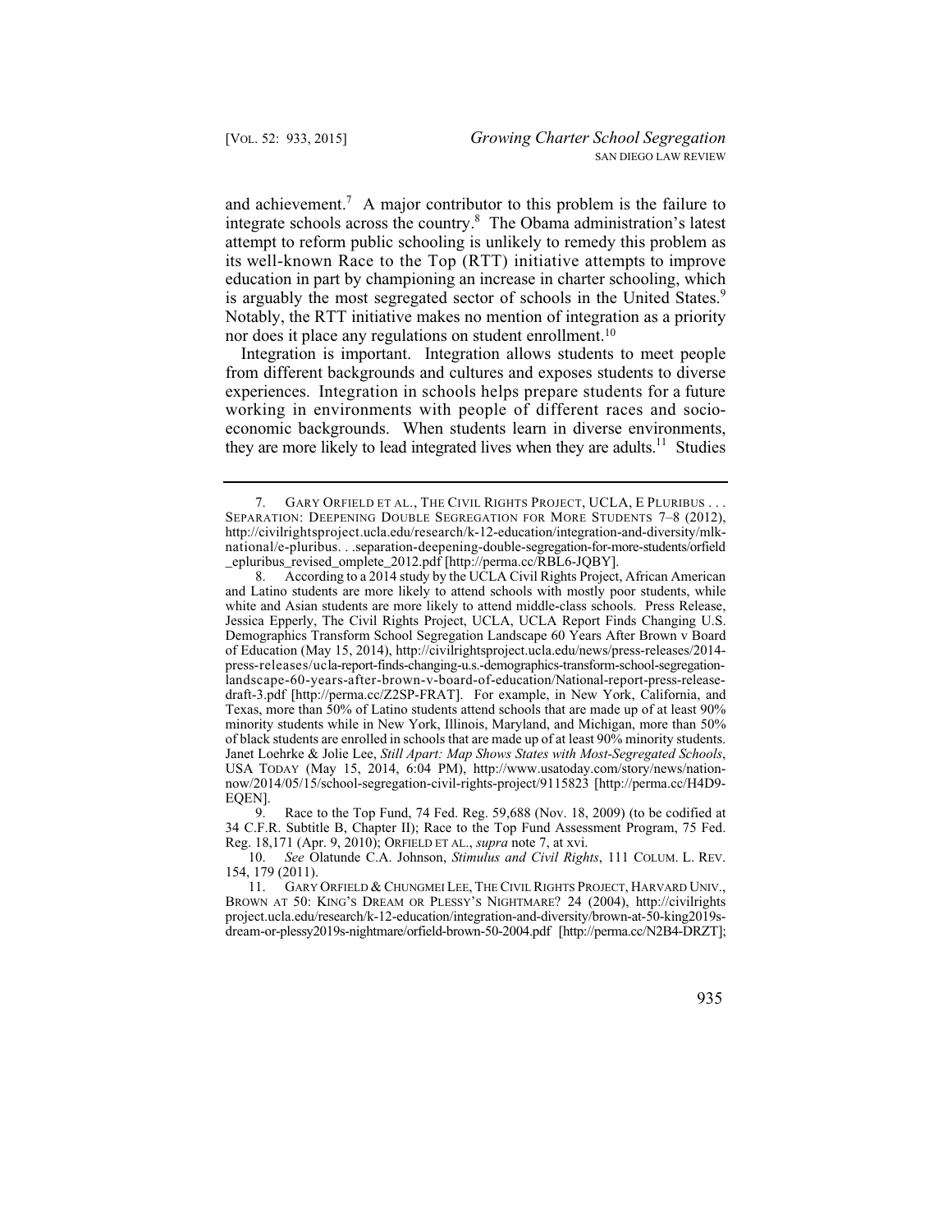and achievement.[7] A major contributor to this problem is the failure to integrate schools across the country.[8] The Obama administration's latest attempt to reform public schooling is unlikely to remedy this problem as its well-known Race to the Top (RTT) initiative attempts to improve education in part by championing an increase in charter schooling, which is arguably the most segregated sector of schools in the United States.[9] Notably, the RTT initiative makes no mention of integration as a priority nor does it place any regulations on student enrollment.[10]

Integration is important. Integration allows students to meet people from different backgrounds and cultures and exposes students to diverse experiences. Integration in schools helps prepare students for a future working in environments with people of different races and socio-economic backgrounds. When students learn in diverse environments, they are more likely to lead integrated lives when they are adults.[11] Studies

---

7. GARY ORFIELD ET AL., THE CIVIL RIGHTS PROJECT, UCLA, E PLURIBUS . . . SEPARATION: DEEPENING DOUBLE SEGREGATION FOR MORE STUDENTS 7–8 (2012), http://civilrightsproject.ucla.edu/research/k-12-education/integration-and-diversity/mlk-national/e-pluribus. . .separation-deepening-double-segregation-for-more-students/orfield_epluribus_revised_omplete_2012.pdf [http://perma.cc/RBL6-JQBY].

8. According to a 2014 study by the UCLA Civil Rights Project, African American and Latino students are more likely to attend schools with mostly poor students, while white and Asian students are more likely to attend middle-class schools. Press Release, Jessica Epperly, The Civil Rights Project, UCLA, UCLA Report Finds Changing U.S. Demographics Transform School Segregation Landscape 60 Years After Brown v Board of Education (May 15, 2014), http://civilrightsproject.ucla.edu/news/press-releases/2014-press-releases/ucla-report-finds-changing-u.s.-demographics-transform-school-segregation-landscape-60-years-after-brown-v-board-of-education/National-report-press-release-draft-3.pdf [http://perma.cc/Z2SP-FRAT]. For example, in New York, California, and Texas, more than 50% of Latino students attend schools that are made up of at least 90% minority students while in New York, Illinois, Maryland, and Michigan, more than 50% of black students are enrolled in schools that are made up of at least 90% minority students. Janet Loehrke & Jolie Lee, *Still Apart: Map Shows States with Most-Segregated Schools*, USA TODAY (May 15, 2014, 6:04 PM), http://www.usatoday.com/story/news/nation-now/2014/05/15/school-segregation-civil-rights-project/9115823 [http://perma.cc/H4D9-EQEN].

9. Race to the Top Fund, 74 Fed. Reg. 59,688 (Nov. 18, 2009) (to be codified at 34 C.F.R. Subtitle B, Chapter II); Race to the Top Fund Assessment Program, 75 Fed. Reg. 18,171 (Apr. 9, 2010); ORFIELD ET AL., *supra* note 7, at xvi.

10. *See* Olatunde C.A. Johnson, *Stimulus and Civil Rights*, 111 COLUM. L. REV. 154, 179 (2011).

11. GARY ORFIELD & CHUNGMEI LEE, THE CIVIL RIGHTS PROJECT, HARVARD UNIV., BROWN AT 50: KING'S DREAM OR PLESSY'S NIGHTMARE? 24 (2004), http://civilrightsproject.ucla.edu/research/k-12-education/integration-and-diversity/brown-at-50-king2019s-dream-or-plessy2019s-nightmare/orfield-brown-50-2004.pdf [http://perma.cc/N2B4-DRZT];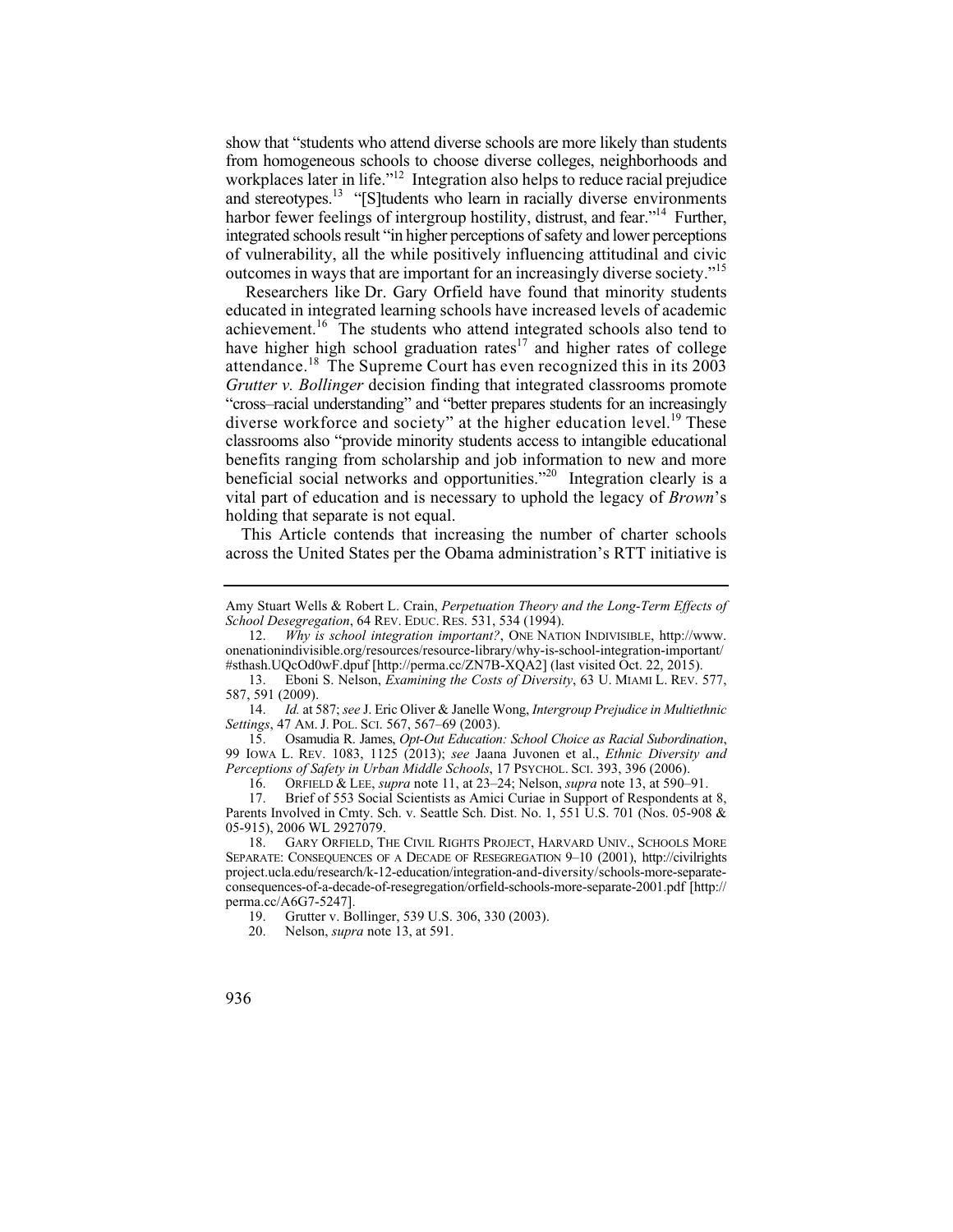show that "students who attend diverse schools are more likely than students from homogeneous schools to choose diverse colleges, neighborhoods and workplaces later in life."[12] Integration also helps to reduce racial prejudice and stereotypes.[13] "[S]tudents who learn in racially diverse environments harbor fewer feelings of intergroup hostility, distrust, and fear."[14] Further, integrated schools result "in higher perceptions of safety and lower perceptions of vulnerability, all the while positively influencing attitudinal and civic outcomes in ways that are important for an increasingly diverse society."[15]

Researchers like Dr. Gary Orfield have found that minority students educated in integrated learning schools have increased levels of academic achievement.[16] The students who attend integrated schools also tend to have higher high school graduation rates[17] and higher rates of college attendance.[18] The Supreme Court has even recognized this in its 2003 *Grutter v. Bollinger* decision finding that integrated classrooms promote "cross–racial understanding" and "better prepares students for an increasingly diverse workforce and society" at the higher education level.[19] These classrooms also "provide minority students access to intangible educational benefits ranging from scholarship and job information to new and more beneficial social networks and opportunities."[20] Integration clearly is a vital part of education and is necessary to uphold the legacy of *Brown*'s holding that separate is not equal.

This Article contends that increasing the number of charter schools across the United States per the Obama administration's RTT initiative is

---

Amy Stuart Wells & Robert L. Crain, *Perpetuation Theory and the Long-Term Effects of School Desegregation*, 64 REV. EDUC. RES. 531, 534 (1994).

12. *Why is school integration important?*, ONE NATION INDIVISIBLE, http://www.onenationindivisible.org/resources/resource-library/why-is-school-integration-important/#sthash.UQcOd0wF.dpuf [http://perma.cc/ZN7B-XQA2] (last visited Oct. 22, 2015).

13. Eboni S. Nelson, *Examining the Costs of Diversity*, 63 U. MIAMI L. REV. 577, 587, 591 (2009).

14. *Id.* at 587; *see* J. Eric Oliver & Janelle Wong, *Intergroup Prejudice in Multiethnic Settings*, 47 AM. J. POL. SCI. 567, 567–69 (2003).

15. Osamudia R. James, *Opt-Out Education: School Choice as Racial Subordination*, 99 IOWA L. REV. 1083, 1125 (2013); *see* Jaana Juvonen et al., *Ethnic Diversity and Perceptions of Safety in Urban Middle Schools*, 17 PSYCHOL. SCI. 393, 396 (2006).

16. ORFIELD & LEE, *supra* note 11, at 23–24; Nelson, *supra* note 13, at 590–91.

17. Brief of 553 Social Scientists as Amici Curiae in Support of Respondents at 8, Parents Involved in Cmty. Sch. v. Seattle Sch. Dist. No. 1, 551 U.S. 701 (Nos. 05-908 & 05-915), 2006 WL 2927079.

18. GARY ORFIELD, THE CIVIL RIGHTS PROJECT, HARVARD UNIV., SCHOOLS MORE SEPARATE: CONSEQUENCES OF A DECADE OF RESEGREGATION 9–10 (2001), http://civilrightsproject.ucla.edu/research/k-12-education/integration-and-diversity/schools-more-separate-consequences-of-a-decade-of-resegregation/orfield-schools-more-separate-2001.pdf [http://perma.cc/A6G7-5247].

19. Grutter v. Bollinger, 539 U.S. 306, 330 (2003).

20. Nelson, *supra* note 13, at 591.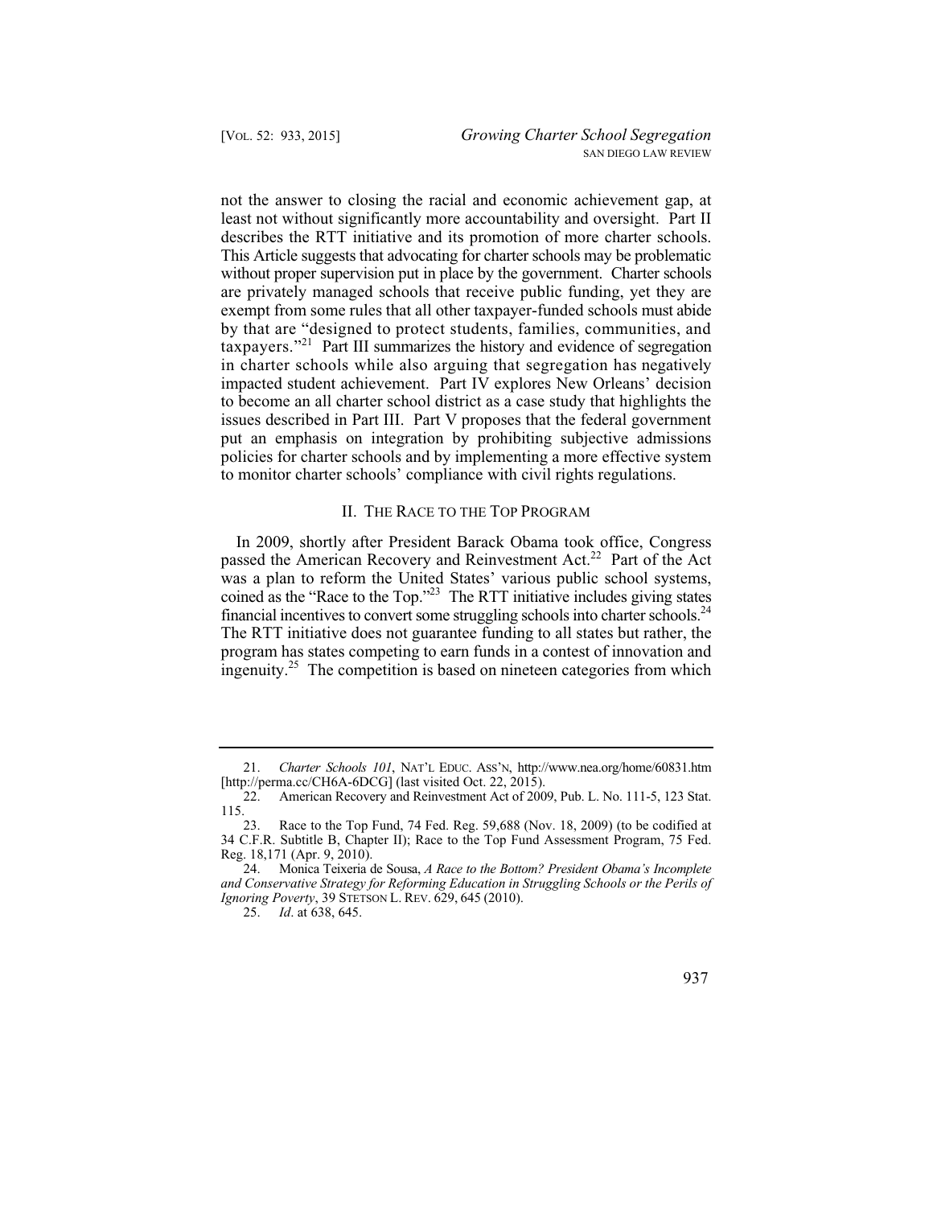not the answer to closing the racial and economic achievement gap, at least not without significantly more accountability and oversight. Part II describes the RTT initiative and its promotion of more charter schools. This Article suggests that advocating for charter schools may be problematic without proper supervision put in place by the government. Charter schools are privately managed schools that receive public funding, yet they are exempt from some rules that all other taxpayer-funded schools must abide by that are "designed to protect students, families, communities, and taxpayers."[21] Part III summarizes the history and evidence of segregation in charter schools while also arguing that segregation has negatively impacted student achievement. Part IV explores New Orleans' decision to become an all charter school district as a case study that highlights the issues described in Part III. Part V proposes that the federal government put an emphasis on integration by prohibiting subjective admissions policies for charter schools and by implementing a more effective system to monitor charter schools' compliance with civil rights regulations.

## II. THE RACE TO THE TOP PROGRAM

In 2009, shortly after President Barack Obama took office, Congress passed the American Recovery and Reinvestment Act.[22] Part of the Act was a plan to reform the United States' various public school systems, coined as the "Race to the Top."[23] The RTT initiative includes giving states financial incentives to convert some struggling schools into charter schools.[24] The RTT initiative does not guarantee funding to all states but rather, the program has states competing to earn funds in a contest of innovation and ingenuity.[25] The competition is based on nineteen categories from which

---

21. *Charter Schools 101*, NAT'L EDUC. ASS'N, http://www.nea.org/home/60831.htm [http://perma.cc/CH6A-6DCG] (last visited Oct. 22, 2015).

22. American Recovery and Reinvestment Act of 2009, Pub. L. No. 111-5, 123 Stat. 115.

23. Race to the Top Fund, 74 Fed. Reg. 59,688 (Nov. 18, 2009) (to be codified at 34 C.F.R. Subtitle B, Chapter II); Race to the Top Fund Assessment Program, 75 Fed. Reg. 18,171 (Apr. 9, 2010).

24. Monica Teixeria de Sousa, *A Race to the Bottom? President Obama's Incomplete and Conservative Strategy for Reforming Education in Struggling Schools or the Perils of Ignoring Poverty*, 39 STETSON L. REV. 629, 645 (2010).

25. *Id*. at 638, 645.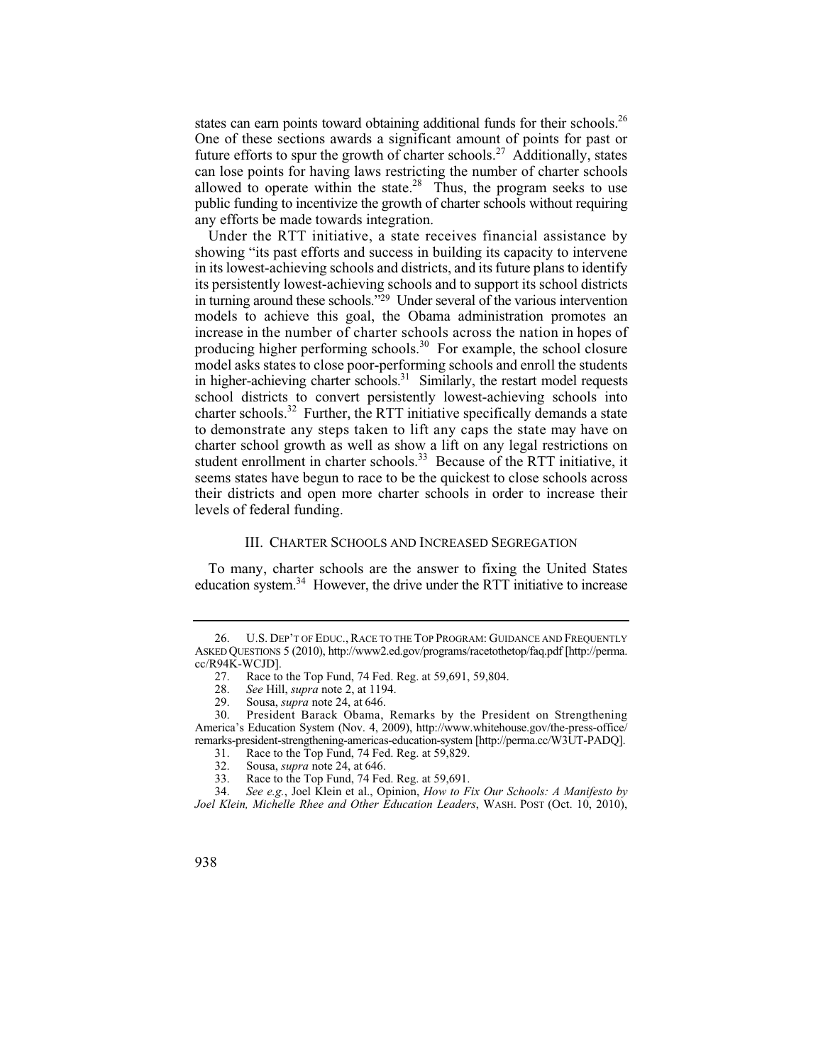states can earn points toward obtaining additional funds for their schools.[26] One of these sections awards a significant amount of points for past or future efforts to spur the growth of charter schools.[27] Additionally, states can lose points for having laws restricting the number of charter schools allowed to operate within the state.[28] Thus, the program seeks to use public funding to incentivize the growth of charter schools without requiring any efforts be made towards integration.

Under the RTT initiative, a state receives financial assistance by showing "its past efforts and success in building its capacity to intervene in its lowest-achieving schools and districts, and its future plans to identify its persistently lowest-achieving schools and to support its school districts in turning around these schools."[29] Under several of the various intervention models to achieve this goal, the Obama administration promotes an increase in the number of charter schools across the nation in hopes of producing higher performing schools.[30] For example, the school closure model asks states to close poor-performing schools and enroll the students in higher-achieving charter schools.[31] Similarly, the restart model requests school districts to convert persistently lowest-achieving schools into charter schools.[32] Further, the RTT initiative specifically demands a state to demonstrate any steps taken to lift any caps the state may have on charter school growth as well as show a lift on any legal restrictions on student enrollment in charter schools.[33] Because of the RTT initiative, it seems states have begun to race to be the quickest to close schools across their districts and open more charter schools in order to increase their levels of federal funding.

## III. Charter Schools and Increased Segregation

To many, charter schools are the answer to fixing the United States education system.[34] However, the drive under the RTT initiative to increase

---

26. U.S. Dep't of Educ., Race to the Top Program: Guidance and Frequently Asked Questions 5 (2010), http://www2.ed.gov/programs/racetothetop/faq.pdf [http://perma.cc/R94K-WCJD].

27. Race to the Top Fund, 74 Fed. Reg. at 59,691, 59,804.

28. *See* Hill, *supra* note 2, at 1194.

29. Sousa, *supra* note 24, at 646.

30. President Barack Obama, Remarks by the President on Strengthening America's Education System (Nov. 4, 2009), http://www.whitehouse.gov/the-press-office/remarks-president-strengthening-americas-education-system [http://perma.cc/W3UT-PADQ].

31. Race to the Top Fund, 74 Fed. Reg. at 59,829.

32. Sousa, *supra* note 24, at 646.

33. Race to the Top Fund, 74 Fed. Reg. at 59,691.

34. *See e.g.*, Joel Klein et al., Opinion, *How to Fix Our Schools: A Manifesto by Joel Klein, Michelle Rhee and Other Education Leaders*, Wash. Post (Oct. 10, 2010),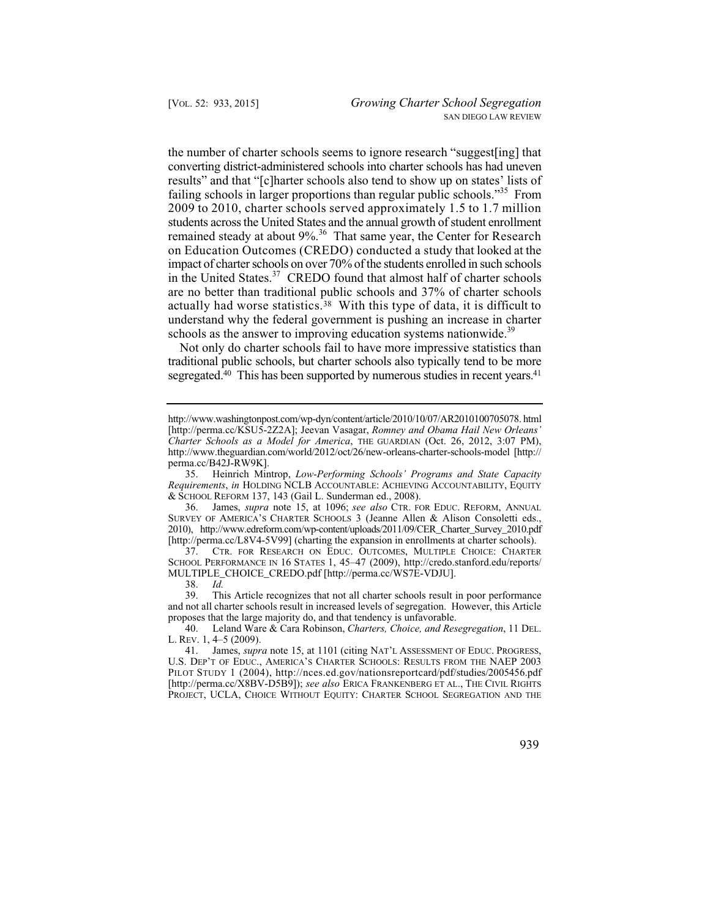the number of charter schools seems to ignore research "suggest[ing] that converting district-administered schools into charter schools has had uneven results" and that "[c]harter schools also tend to show up on states' lists of failing schools in larger proportions than regular public schools."[35] From 2009 to 2010, charter schools served approximately 1.5 to 1.7 million students across the United States and the annual growth of student enrollment remained steady at about 9%.[36] That same year, the Center for Research on Education Outcomes (CREDO) conducted a study that looked at the impact of charter schools on over 70% of the students enrolled in such schools in the United States.[37] CREDO found that almost half of charter schools are no better than traditional public schools and 37% of charter schools actually had worse statistics.[38] With this type of data, it is difficult to understand why the federal government is pushing an increase in charter schools as the answer to improving education systems nationwide.[39]

Not only do charter schools fail to have more impressive statistics than traditional public schools, but charter schools also typically tend to be more segregated.[40] This has been supported by numerous studies in recent years.[41]

---

http://www.washingtonpost.com/wp-dyn/content/article/2010/10/07/AR2010100705078.html [http://perma.cc/KSU5-2Z2A]; Jeevan Vasagar, *Romney and Obama Hail New Orleans' Charter Schools as a Model for America*, THE GUARDIAN (Oct. 26, 2012, 3:07 PM), http://www.theguardian.com/world/2012/oct/26/new-orleans-charter-schools-model [http://perma.cc/B42J-RW9K].

35. Heinrich Mintrop, *Low-Performing Schools' Programs and State Capacity Requirements*, *in* HOLDING NCLB ACCOUNTABLE: ACHIEVING ACCOUNTABILITY, EQUITY & SCHOOL REFORM 137, 143 (Gail L. Sunderman ed., 2008).

36. James, *supra* note 15, at 1096; *see also* CTR. FOR EDUC. REFORM, ANNUAL SURVEY OF AMERICA'S CHARTER SCHOOLS 3 (Jeanne Allen & Alison Consoletti eds., 2010), http://www.edreform.com/wp-content/uploads/2011/09/CER_Charter_Survey_2010.pdf [http://perma.cc/L8V4-5V99] (charting the expansion in enrollments at charter schools).

37. CTR. FOR RESEARCH ON EDUC. OUTCOMES, MULTIPLE CHOICE: CHARTER SCHOOL PERFORMANCE IN 16 STATES 1, 45–47 (2009), http://credo.stanford.edu/reports/MULTIPLE_CHOICE_CREDO.pdf [http://perma.cc/WS7E-VDJU].

38. *Id.*

39. This Article recognizes that not all charter schools result in poor performance and not all charter schools result in increased levels of segregation. However, this Article proposes that the large majority do, and that tendency is unfavorable.

40. Leland Ware & Cara Robinson, *Charters, Choice, and Resegregation*, 11 DEL. L. REV. 1, 4–5 (2009).

41. James, *supra* note 15, at 1101 (citing NAT'L ASSESSMENT OF EDUC. PROGRESS, U.S. DEP'T OF EDUC., AMERICA'S CHARTER SCHOOLS: RESULTS FROM THE NAEP 2003 PILOT STUDY 1 (2004), http://nces.ed.gov/nationsreportcard/pdf/studies/2005456.pdf [http://perma.cc/X8BV-D5B9]); *see also* ERICA FRANKENBERG ET AL., THE CIVIL RIGHTS PROJECT, UCLA, CHOICE WITHOUT EQUITY: CHARTER SCHOOL SEGREGATION AND THE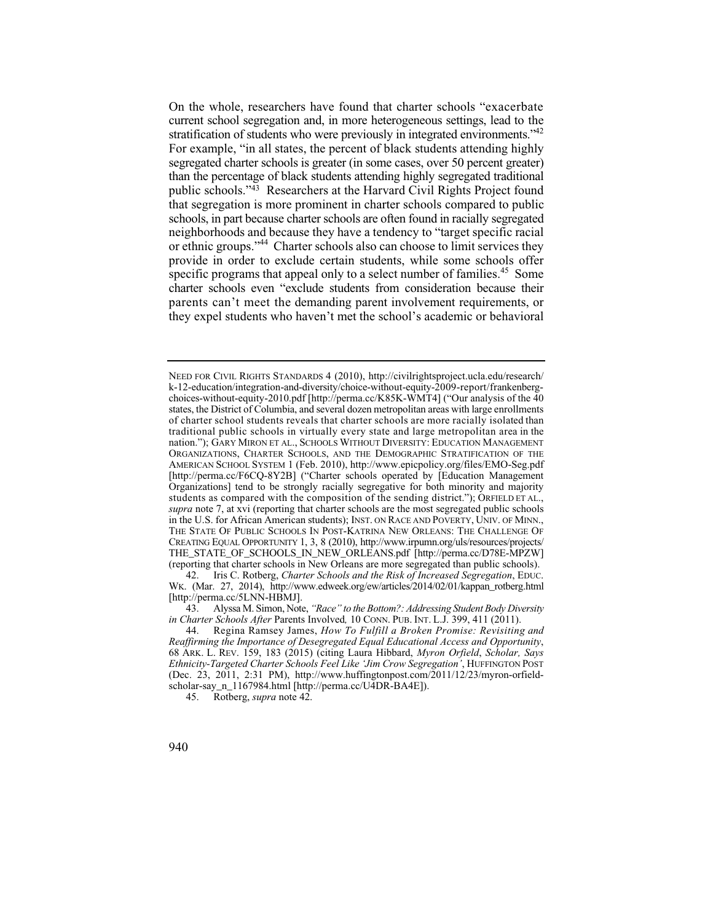On the whole, researchers have found that charter schools "exacerbate current school segregation and, in more heterogeneous settings, lead to the stratification of students who were previously in integrated environments."[42] For example, "in all states, the percent of black students attending highly segregated charter schools is greater (in some cases, over 50 percent greater) than the percentage of black students attending highly segregated traditional public schools."[43] Researchers at the Harvard Civil Rights Project found that segregation is more prominent in charter schools compared to public schools, in part because charter schools are often found in racially segregated neighborhoods and because they have a tendency to "target specific racial or ethnic groups."[44] Charter schools also can choose to limit services they provide in order to exclude certain students, while some schools offer specific programs that appeal only to a select number of families.[45] Some charter schools even "exclude students from consideration because their parents can't meet the demanding parent involvement requirements, or they expel students who haven't met the school's academic or behavioral

---

NEED FOR CIVIL RIGHTS STANDARDS 4 (2010), http://civilrightsproject.ucla.edu/research/k-12-education/integration-and-diversity/choice-without-equity-2009-report/frankenberg-choices-without-equity-2010.pdf [http://perma.cc/K85K-WMT4] ("Our analysis of the 40 states, the District of Columbia, and several dozen metropolitan areas with large enrollments of charter school students reveals that charter schools are more racially isolated than traditional public schools in virtually every state and large metropolitan area in the nation."); GARY MIRON ET AL., SCHOOLS WITHOUT DIVERSITY: EDUCATION MANAGEMENT ORGANIZATIONS, CHARTER SCHOOLS, AND THE DEMOGRAPHIC STRATIFICATION OF THE AMERICAN SCHOOL SYSTEM 1 (Feb. 2010), http://www.epicpolicy.org/files/EMO-Seg.pdf [http://perma.cc/F6CQ-8Y2B] ("Charter schools operated by [Education Management Organizations] tend to be strongly racially segregative for both minority and majority students as compared with the composition of the sending district."); ORFIELD ET AL., *supra* note 7, at xvi (reporting that charter schools are the most segregated public schools in the U.S. for African American students); INST. ON RACE AND POVERTY, UNIV. OF MINN., THE STATE OF PUBLIC SCHOOLS IN POST-KATRINA NEW ORLEANS: THE CHALLENGE OF CREATING EQUAL OPPORTUNITY 1, 3, 8 (2010), http://www.irpumn.org/uls/resources/projects/THE_STATE_OF_SCHOOLS_IN_NEW_ORLEANS.pdf [http://perma.cc/D78E-MPZW] (reporting that charter schools in New Orleans are more segregated than public schools).

42. Iris C. Rotberg, *Charter Schools and the Risk of Increased Segregation*, EDUC. WK. (Mar. 27, 2014), http://www.edweek.org/ew/articles/2014/02/01/kappan_rotberg.html [http://perma.cc/5LNN-HBMJ].

43. Alyssa M. Simon, Note, *"Race" to the Bottom?: Addressing Student Body Diversity in Charter Schools After* Parents Involved*,* 10 CONN. PUB. INT. L.J. 399, 411 (2011).

44. Regina Ramsey James, *How To Fulfill a Broken Promise: Revisiting and Reaffirming the Importance of Desegregated Equal Educational Access and Opportunity*, 68 ARK. L. REV. 159, 183 (2015) (citing Laura Hibbard, *Myron Orfield*, *Scholar, Says Ethnicity-Targeted Charter Schools Feel Like 'Jim Crow Segregation'*, HUFFINGTON POST (Dec. 23, 2011, 2:31 PM), http://www.huffingtonpost.com/2011/12/23/myron-orfield-scholar-say_n_1167984.html [http://perma.cc/U4DR-BA4E]).

45. Rotberg, *supra* note 42.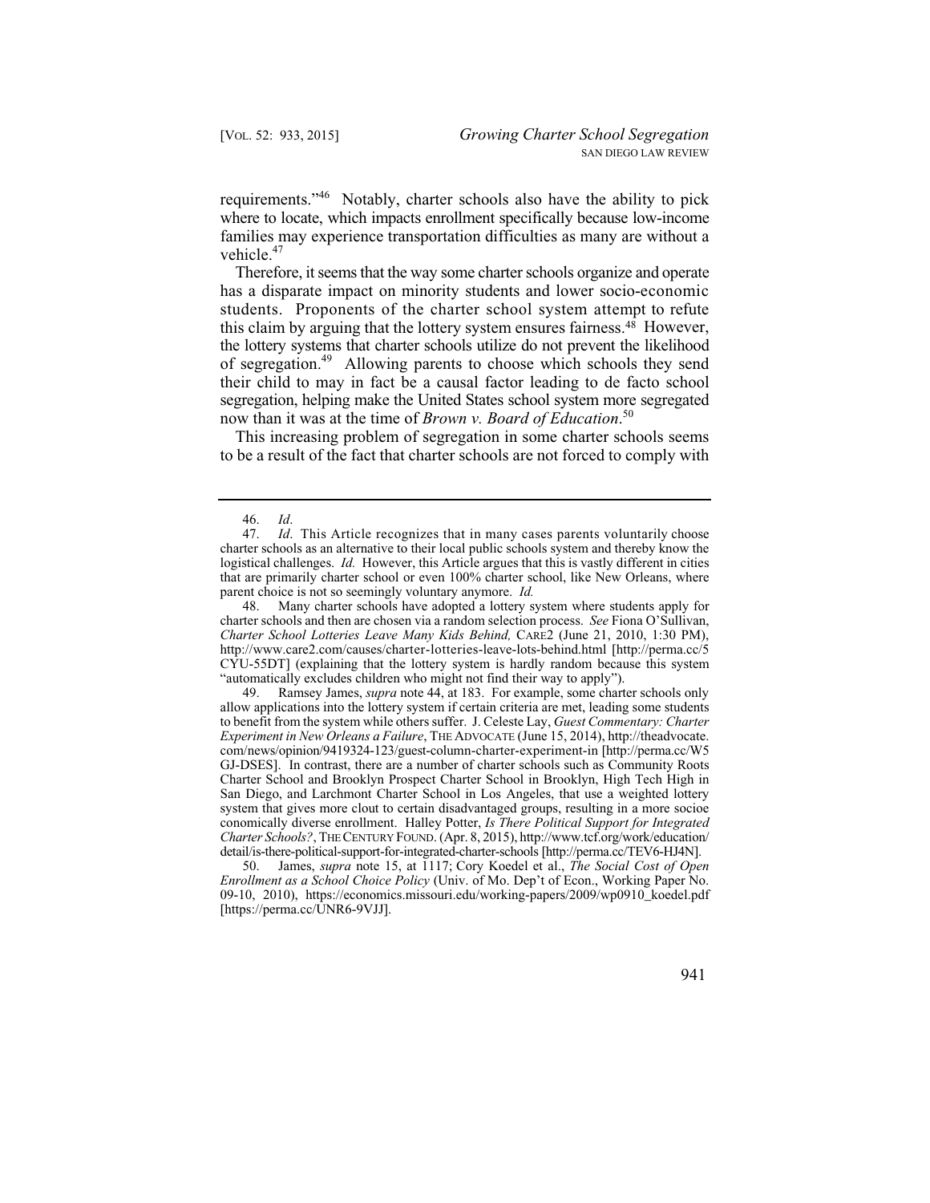requirements."[46] Notably, charter schools also have the ability to pick where to locate, which impacts enrollment specifically because low-income families may experience transportation difficulties as many are without a vehicle.[47]

Therefore, it seems that the way some charter schools organize and operate has a disparate impact on minority students and lower socio-economic students. Proponents of the charter school system attempt to refute this claim by arguing that the lottery system ensures fairness.[48] However, the lottery systems that charter schools utilize do not prevent the likelihood of segregation.[49] Allowing parents to choose which schools they send their child to may in fact be a causal factor leading to de facto school segregation, helping make the United States school system more segregated now than it was at the time of *Brown v. Board of Education*.[50]

This increasing problem of segregation in some charter schools seems to be a result of the fact that charter schools are not forced to comply with

---

46. *Id*.

47. *Id*. This Article recognizes that in many cases parents voluntarily choose charter schools as an alternative to their local public schools system and thereby know the logistical challenges. *Id.* However, this Article argues that this is vastly different in cities that are primarily charter school or even 100% charter school, like New Orleans, where parent choice is not so seemingly voluntary anymore. *Id.*

48. Many charter schools have adopted a lottery system where students apply for charter schools and then are chosen via a random selection process. *See* Fiona O'Sullivan, *Charter School Lotteries Leave Many Kids Behind,* CARE2 (June 21, 2010, 1:30 PM), http://www.care2.com/causes/charter-lotteries-leave-lots-behind.html [http://perma.cc/5CYU-55DT] (explaining that the lottery system is hardly random because this system "automatically excludes children who might not find their way to apply").

49. Ramsey James, *supra* note 44, at 183. For example, some charter schools only allow applications into the lottery system if certain criteria are met, leading some students to benefit from the system while others suffer. J. Celeste Lay, *Guest Commentary: Charter Experiment in New Orleans a Failure*, THE ADVOCATE (June 15, 2014), http://theadvocate.com/news/opinion/9419324-123/guest-column-charter-experiment-in [http://perma.cc/W5GJ-DSES]. In contrast, there are a number of charter schools such as Community Roots Charter School and Brooklyn Prospect Charter School in Brooklyn, High Tech High in San Diego, and Larchmont Charter School in Los Angeles, that use a weighted lottery system that gives more clout to certain disadvantaged groups, resulting in a more socioeconomically diverse enrollment. Halley Potter, *Is There Political Support for Integrated Charter Schools?*, THE CENTURY FOUND. (Apr. 8, 2015), http://www.tcf.org/work/education/detail/is-there-political-support-for-integrated-charter-schools [http://perma.cc/TEV6-HJ4N].

50. James, *supra* note 15, at 1117; Cory Koedel et al., *The Social Cost of Open Enrollment as a School Choice Policy* (Univ. of Mo. Dep't of Econ., Working Paper No. 09-10, 2010), https://economics.missouri.edu/working-papers/2009/wp0910_koedel.pdf [https://perma.cc/UNR6-9VJJ].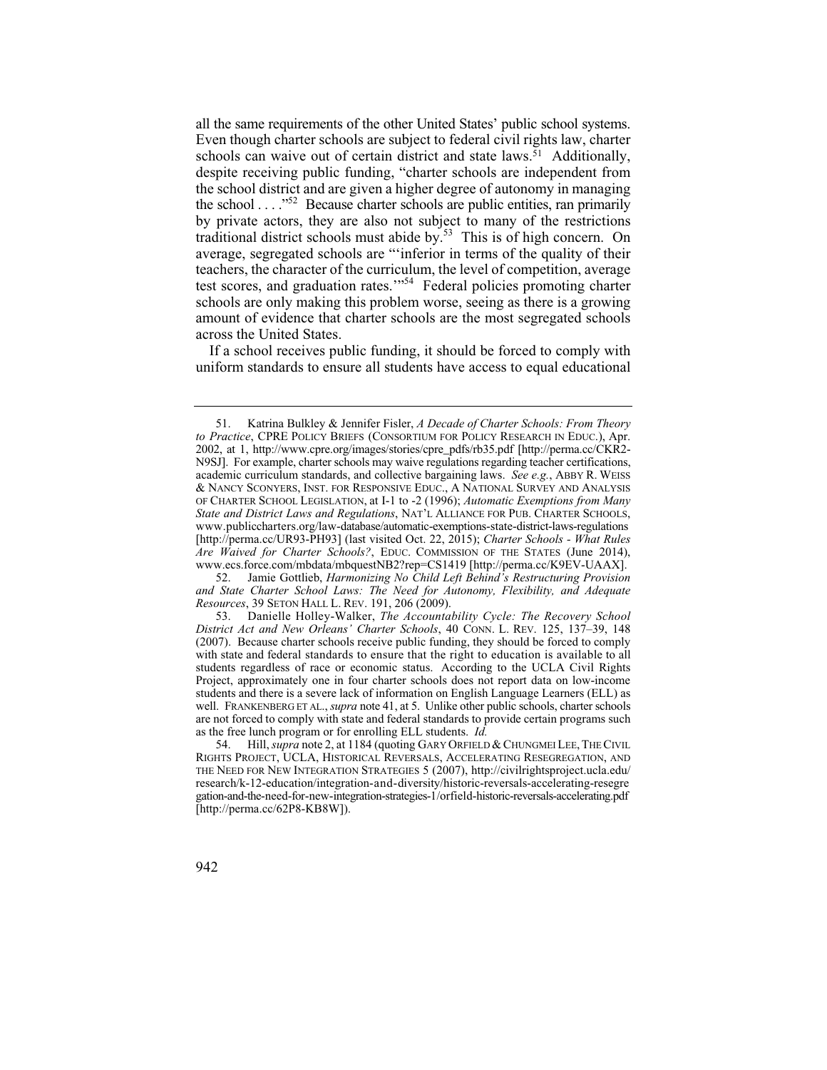all the same requirements of the other United States' public school systems. Even though charter schools are subject to federal civil rights law, charter schools can waive out of certain district and state laws.[51] Additionally, despite receiving public funding, "charter schools are independent from the school district and are given a higher degree of autonomy in managing the school . . . ."[52] Because charter schools are public entities, ran primarily by private actors, they are also not subject to many of the restrictions traditional district schools must abide by.[53] This is of high concern. On average, segregated schools are "'inferior in terms of the quality of their teachers, the character of the curriculum, the level of competition, average test scores, and graduation rates.'"[54] Federal policies promoting charter schools are only making this problem worse, seeing as there is a growing amount of evidence that charter schools are the most segregated schools across the United States.

If a school receives public funding, it should be forced to comply with uniform standards to ensure all students have access to equal educational

---

51. Katrina Bulkley & Jennifer Fisler, *A Decade of Charter Schools: From Theory to Practice*, CPRE POLICY BRIEFS (CONSORTIUM FOR POLICY RESEARCH IN EDUC.), Apr. 2002, at 1, http://www.cpre.org/images/stories/cpre_pdfs/rb35.pdf [http://perma.cc/CKR2-N9SJ]. For example, charter schools may waive regulations regarding teacher certifications, academic curriculum standards, and collective bargaining laws. *See e.g.*, ABBY R. WEISS & NANCY SCONYERS, INST. FOR RESPONSIVE EDUC., A NATIONAL SURVEY AND ANALYSIS OF CHARTER SCHOOL LEGISLATION, at I-1 to -2 (1996); *Automatic Exemptions from Many State and District Laws and Regulations*, NAT'L ALLIANCE FOR PUB. CHARTER SCHOOLS, www.publiccharters.org/law-database/automatic-exemptions-state-district-laws-regulations [http://perma.cc/UR93-PH93] (last visited Oct. 22, 2015); *Charter Schools - What Rules Are Waived for Charter Schools?*, EDUC. COMMISSION OF THE STATES (June 2014), www.ecs.force.com/mbdata/mbquestNB2?rep=CS1419 [http://perma.cc/K9EV-UAAX].

52. Jamie Gottlieb, *Harmonizing No Child Left Behind's Restructuring Provision and State Charter School Laws: The Need for Autonomy, Flexibility, and Adequate Resources*, 39 SETON HALL L. REV. 191, 206 (2009).

53. Danielle Holley-Walker, *The Accountability Cycle: The Recovery School District Act and New Orleans' Charter Schools*, 40 CONN. L. REV. 125, 137–39, 148 (2007). Because charter schools receive public funding, they should be forced to comply with state and federal standards to ensure that the right to education is available to all students regardless of race or economic status. According to the UCLA Civil Rights Project, approximately one in four charter schools does not report data on low-income students and there is a severe lack of information on English Language Learners (ELL) as well. FRANKENBERG ET AL., *supra* note 41, at 5. Unlike other public schools, charter schools are not forced to comply with state and federal standards to provide certain programs such as the free lunch program or for enrolling ELL students. *Id.*

54. Hill, *supra* note 2, at 1184 (quoting GARY ORFIELD & CHUNGMEI LEE, THE CIVIL RIGHTS PROJECT, UCLA, HISTORICAL REVERSALS, ACCELERATING RESEGREGATION, AND THE NEED FOR NEW INTEGRATION STRATEGIES 5 (2007), http://civilrightsproject.ucla.edu/research/k-12-education/integration-and-diversity/historic-reversals-accelerating-resegregation-and-the-need-for-new-integration-strategies-1/orfield-historic-reversals-accelerating.pdf [http://perma.cc/62P8-KB8W]).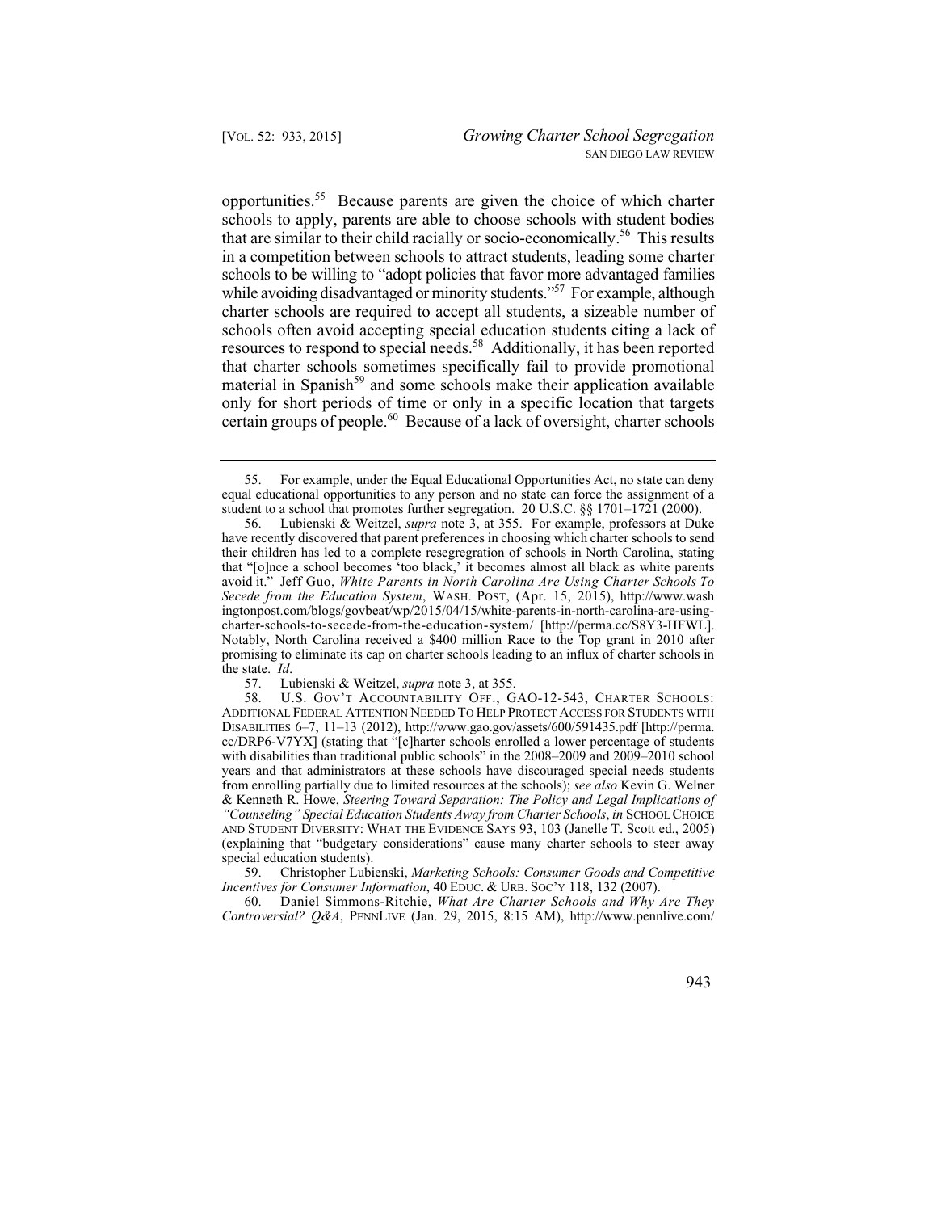opportunities.[55] Because parents are given the choice of which charter schools to apply, parents are able to choose schools with student bodies that are similar to their child racially or socio-economically.[56] This results in a competition between schools to attract students, leading some charter schools to be willing to "adopt policies that favor more advantaged families while avoiding disadvantaged or minority students."[57] For example, although charter schools are required to accept all students, a sizeable number of schools often avoid accepting special education students citing a lack of resources to respond to special needs.[58] Additionally, it has been reported that charter schools sometimes specifically fail to provide promotional material in Spanish[59] and some schools make their application available only for short periods of time or only in a specific location that targets certain groups of people.[60] Because of a lack of oversight, charter schools

---

55. For example, under the Equal Educational Opportunities Act, no state can deny equal educational opportunities to any person and no state can force the assignment of a student to a school that promotes further segregation. 20 U.S.C. §§ 1701–1721 (2000).

56. Lubienski & Weitzel, *supra* note 3, at 355. For example, professors at Duke have recently discovered that parent preferences in choosing which charter schools to send their children has led to a complete resegregation of schools in North Carolina, stating that "[o]nce a school becomes 'too black,' it becomes almost all black as white parents avoid it." Jeff Guo, *White Parents in North Carolina Are Using Charter Schools To Secede from the Education System*, WASH. POST, (Apr. 15, 2015), http://www.washingtonpost.com/blogs/govbeat/wp/2015/04/15/white-parents-in-north-carolina-are-using-charter-schools-to-secede-from-the-education-system/ [http://perma.cc/S8Y3-HFWL]. Notably, North Carolina received a $400 million Race to the Top grant in 2010 after promising to eliminate its cap on charter schools leading to an influx of charter schools in the state. *Id*.

57. Lubienski & Weitzel, *supra* note 3, at 355.

58. U.S. GOV'T ACCOUNTABILITY OFF., GAO-12-543, CHARTER SCHOOLS: ADDITIONAL FEDERAL ATTENTION NEEDED TO HELP PROTECT ACCESS FOR STUDENTS WITH DISABILITIES 6–7, 11–13 (2012), http://www.gao.gov/assets/600/591435.pdf [http://perma.cc/DRP6-V7YX] (stating that "[c]harter schools enrolled a lower percentage of students with disabilities than traditional public schools" in the 2008–2009 and 2009–2010 school years and that administrators at these schools have discouraged special needs students from enrolling partially due to limited resources at the schools); *see also* Kevin G. Welner & Kenneth R. Howe, *Steering Toward Separation: The Policy and Legal Implications of "Counseling" Special Education Students Away from Charter Schools*, *in* SCHOOL CHOICE AND STUDENT DIVERSITY: WHAT THE EVIDENCE SAYS 93, 103 (Janelle T. Scott ed., 2005) (explaining that "budgetary considerations" cause many charter schools to steer away special education students).

59. Christopher Lubienski, *Marketing Schools: Consumer Goods and Competitive Incentives for Consumer Information*, 40 EDUC. & URB. SOC'Y 118, 132 (2007).

60. Daniel Simmons-Ritchie, *What Are Charter Schools and Why Are They Controversial? Q&A*, PENNLIVE (Jan. 29, 2015, 8:15 AM), http://www.pennlive.com/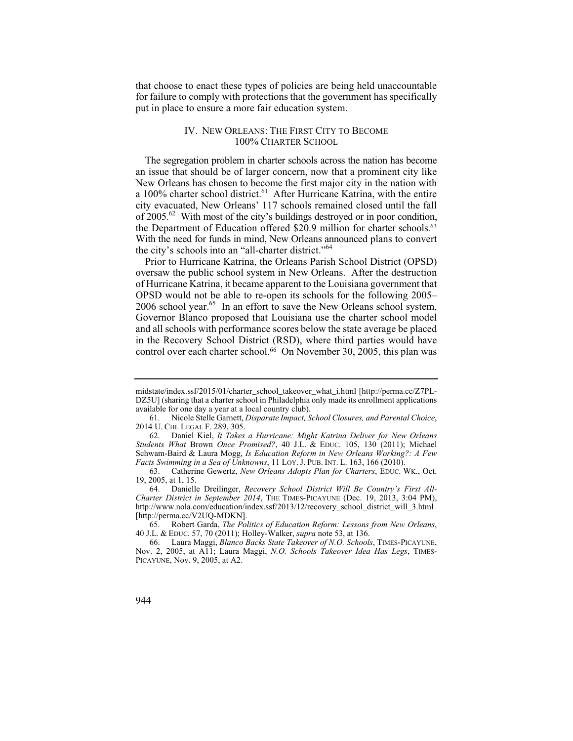that choose to enact these types of policies are being held unaccountable for failure to comply with protections that the government has specifically put in place to ensure a more fair education system.

## IV. NEW ORLEANS: THE FIRST CITY TO BECOME 100% CHARTER SCHOOL

The segregation problem in charter schools across the nation has become an issue that should be of larger concern, now that a prominent city like New Orleans has chosen to become the first major city in the nation with a 100% charter school district.[61] After Hurricane Katrina, with the entire city evacuated, New Orleans' 117 schools remained closed until the fall of 2005.[62] With most of the city's buildings destroyed or in poor condition, the Department of Education offered $20.9 million for charter schools.[63] With the need for funds in mind, New Orleans announced plans to convert the city's schools into an "all-charter district."[64]

Prior to Hurricane Katrina, the Orleans Parish School District (OPSD) oversaw the public school system in New Orleans. After the destruction of Hurricane Katrina, it became apparent to the Louisiana government that OPSD would not be able to re-open its schools for the following 2005–2006 school year.[65] In an effort to save the New Orleans school system, Governor Blanco proposed that Louisiana use the charter school model and all schools with performance scores below the state average be placed in the Recovery School District (RSD), where third parties would have control over each charter school.[66] On November 30, 2005, this plan was

---

midstate/index.ssf/2015/01/charter_school_takeover_what_i.html [http://perma.cc/Z7PL-DZ5U] (sharing that a charter school in Philadelphia only made its enrollment applications available for one day a year at a local country club).

61. Nicole Stelle Garnett, *Disparate Impact, School Closures, and Parental Choice*, 2014 U. CHI. LEGAL F. 289, 305.

62. Daniel Kiel, *It Takes a Hurricane: Might Katrina Deliver for New Orleans Students What* Brown *Once Promised?*, 40 J.L. & EDUC. 105, 130 (2011); Michael Schwam-Baird & Laura Mogg, *Is Education Reform in New Orleans Working?: A Few Facts Swimming in a Sea of Unknowns*, 11 LOY. J. PUB. INT. L. 163, 166 (2010).

63. Catherine Gewertz, *New Orleans Adopts Plan for Charters*, EDUC. WK., Oct. 19, 2005, at 1, 15.

64. Danielle Dreilinger, *Recovery School District Will Be Country's First All-Charter District in September 2014*, THE TIMES-PICAYUNE (Dec. 19, 2013, 3:04 PM), http://www.nola.com/education/index.ssf/2013/12/recovery_school_district_will_3.html [http://perma.cc/V2UQ-MDKN].

65. Robert Garda, *The Politics of Education Reform: Lessons from New Orleans*, 40 J.L. & EDUC. 57, 70 (2011); Holley-Walker, *supra* note 53, at 136.

66. Laura Maggi, *Blanco Backs State Takeover of N.O. Schools*, TIMES-PICAYUNE, Nov. 2, 2005, at A11; Laura Maggi, *N.O. Schools Takeover Idea Has Legs*, TIMES-PICAYUNE, Nov. 9, 2005, at A2.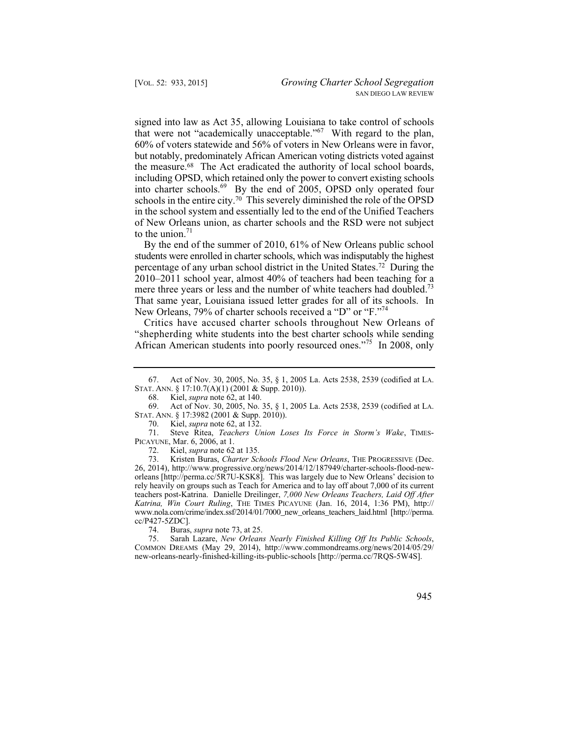signed into law as Act 35, allowing Louisiana to take control of schools that were not "academically unacceptable."[67] With regard to the plan, 60% of voters statewide and 56% of voters in New Orleans were in favor, but notably, predominately African American voting districts voted against the measure.[68] The Act eradicated the authority of local school boards, including OPSD, which retained only the power to convert existing schools into charter schools.[69] By the end of 2005, OPSD only operated four schools in the entire city.[70] This severely diminished the role of the OPSD in the school system and essentially led to the end of the Unified Teachers of New Orleans union, as charter schools and the RSD were not subject to the union.[71]

By the end of the summer of 2010, 61% of New Orleans public school students were enrolled in charter schools, which was indisputably the highest percentage of any urban school district in the United States.[72] During the 2010–2011 school year, almost 40% of teachers had been teaching for a mere three years or less and the number of white teachers had doubled.[73] That same year, Louisiana issued letter grades for all of its schools. In New Orleans, 79% of charter schools received a "D" or "F."[74]

Critics have accused charter schools throughout New Orleans of "shepherding white students into the best charter schools while sending African American students into poorly resourced ones."[75] In 2008, only

---

67. Act of Nov. 30, 2005, No. 35, § 1, 2005 La. Acts 2538, 2539 (codified at LA. STAT. ANN. § 17:10.7(A)(1) (2001 & Supp. 2010)).

68. Kiel, *supra* note 62, at 140.

69. Act of Nov. 30, 2005, No. 35, § 1, 2005 La. Acts 2538, 2539 (codified at LA. STAT. ANN. § 17:3982 (2001 & Supp. 2010)).

70. Kiel, *supra* note 62, at 132.

71. Steve Ritea, *Teachers Union Loses Its Force in Storm's Wake*, TIMES-PICAYUNE, Mar. 6, 2006, at 1.

72. Kiel, *supra* note 62 at 135.

73. Kristen Buras, *Charter Schools Flood New Orleans*, THE PROGRESSIVE (Dec. 26, 2014), http://www.progressive.org/news/2014/12/187949/charter-schools-flood-new-orleans [http://perma.cc/5R7U-KSK8]. This was largely due to New Orleans' decision to rely heavily on groups such as Teach for America and to lay off about 7,000 of its current teachers post-Katrina. Danielle Dreilinger, *7,000 New Orleans Teachers, Laid Off After Katrina, Win Court Ruling*, THE TIMES PICAYUNE (Jan. 16, 2014, 1:36 PM), http://www.nola.com/crime/index.ssf/2014/01/7000_new_orleans_teachers_laid.html [http://perma.cc/P427-5ZDC].

74. Buras, *supra* note 73, at 25.

75. Sarah Lazare, *New Orleans Nearly Finished Killing Off Its Public Schools*, COMMON DREAMS (May 29, 2014), http://www.commondreams.org/news/2014/05/29/new-orleans-nearly-finished-killing-its-public-schools [http://perma.cc/7RQS-5W4S].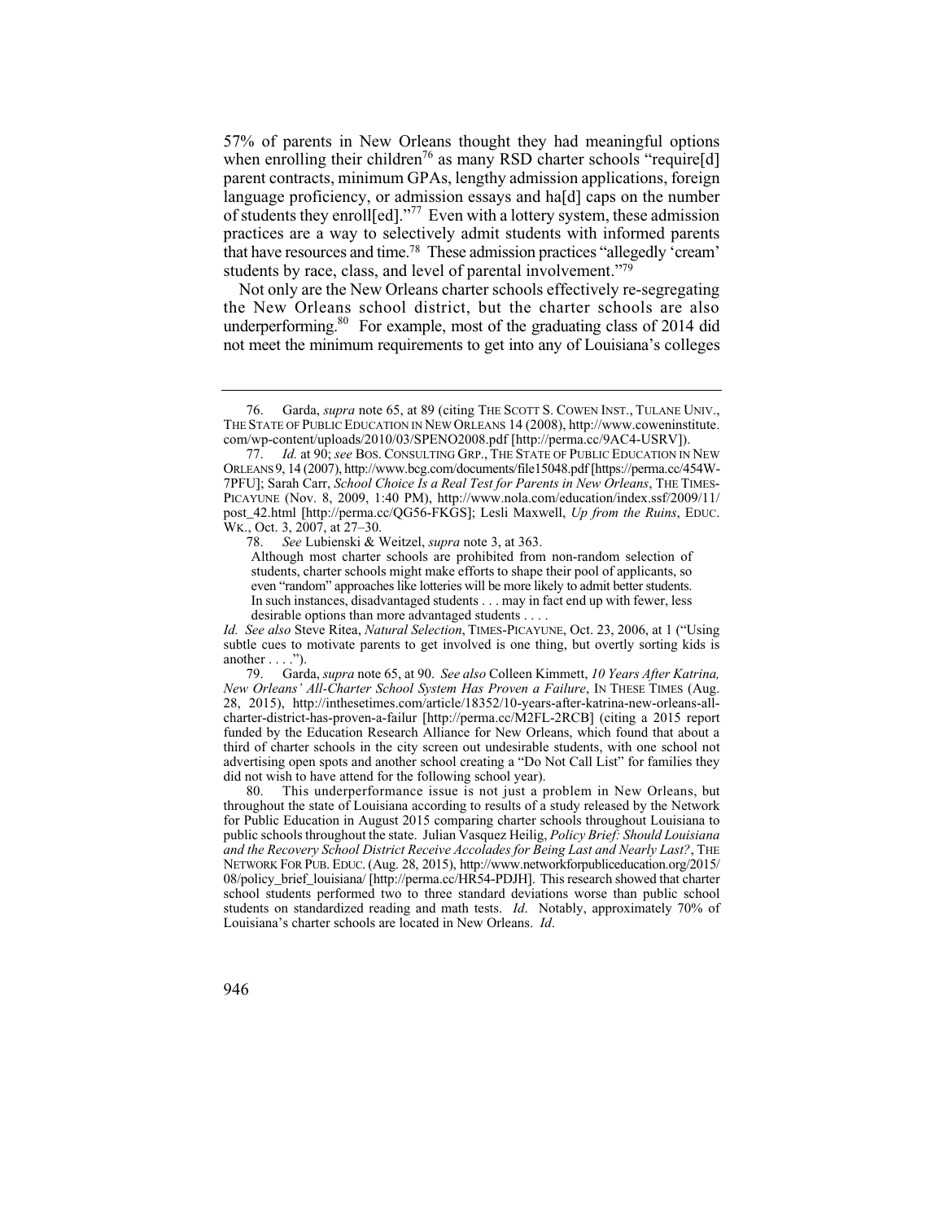57% of parents in New Orleans thought they had meaningful options when enrolling their children[76] as many RSD charter schools "require[d] parent contracts, minimum GPAs, lengthy admission applications, foreign language proficiency, or admission essays and ha[d] caps on the number of students they enroll[ed]."[77] Even with a lottery system, these admission practices are a way to selectively admit students with informed parents that have resources and time.[78] These admission practices "allegedly 'cream' students by race, class, and level of parental involvement."[79]

Not only are the New Orleans charter schools effectively re-segregating the New Orleans school district, but the charter schools are also underperforming.[80] For example, most of the graduating class of 2014 did not meet the minimum requirements to get into any of Louisiana's colleges

---

76. Garda, *supra* note 65, at 89 (citing THE SCOTT S. COWEN INST., TULANE UNIV., THE STATE OF PUBLIC EDUCATION IN NEW ORLEANS 14 (2008), http://www.coweninstitute.com/wp-content/uploads/2010/03/SPENO2008.pdf [http://perma.cc/9AC4-USRV]).

77. *Id.* at 90; *see* BOS. CONSULTING GRP., THE STATE OF PUBLIC EDUCATION IN NEW ORLEANS 9, 14 (2007), http://www.bcg.com/documents/file15048.pdf [https://perma.cc/454W-7PFU]; Sarah Carr, *School Choice Is a Real Test for Parents in New Orleans*, THE TIMES-PICAYUNE (Nov. 8, 2009, 1:40 PM), http://www.nola.com/education/index.ssf/2009/11/post_42.html [http://perma.cc/QG56-FKGS]; Lesli Maxwell, *Up from the Ruins*, EDUC. WK., Oct. 3, 2007, at 27–30.

78. *See* Lubienski & Weitzel, *supra* note 3, at 363.

> Although most charter schools are prohibited from non-random selection of students, charter schools might make efforts to shape their pool of applicants, so even "random" approaches like lotteries will be more likely to admit better students. In such instances, disadvantaged students . . . may in fact end up with fewer, less desirable options than more advantaged students . . . .

*Id. See also* Steve Ritea, *Natural Selection*, TIMES-PICAYUNE, Oct. 23, 2006, at 1 ("Using subtle cues to motivate parents to get involved is one thing, but overtly sorting kids is another . . . .").

79. Garda, *supra* note 65, at 90. *See also* Colleen Kimmett, *10 Years After Katrina, New Orleans' All-Charter School System Has Proven a Failure*, IN THESE TIMES (Aug. 28, 2015), http://inthesetimes.com/article/18352/10-years-after-katrina-new-orleans-all-charter-district-has-proven-a-failur [http://perma.cc/M2FL-2RCB] (citing a 2015 report funded by the Education Research Alliance for New Orleans, which found that about a third of charter schools in the city screen out undesirable students, with one school not advertising open spots and another school creating a "Do Not Call List" for families they did not wish to have attend for the following school year).

80. This underperformance issue is not just a problem in New Orleans, but throughout the state of Louisiana according to results of a study released by the Network for Public Education in August 2015 comparing charter schools throughout Louisiana to public schools throughout the state. Julian Vasquez Heilig, *Policy Brief: Should Louisiana and the Recovery School District Receive Accolades for Being Last and Nearly Last?*, THE NETWORK FOR PUB. EDUC. (Aug. 28, 2015), http://www.networkforpubliceducation.org/2015/08/policy_brief_louisiana/ [http://perma.cc/HR54-PDJH]. This research showed that charter school students performed two to three standard deviations worse than public school students on standardized reading and math tests. *Id*. Notably, approximately 70% of Louisiana's charter schools are located in New Orleans. *Id*.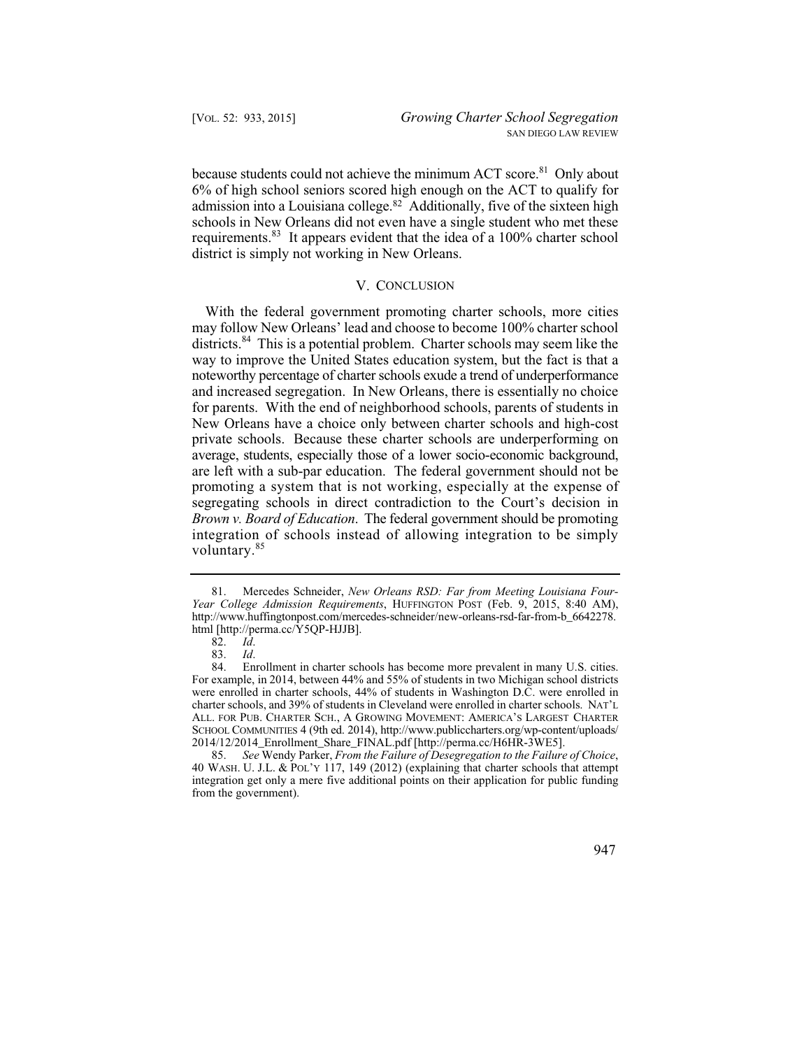because students could not achieve the minimum ACT score.[81] Only about 6% of high school seniors scored high enough on the ACT to qualify for admission into a Louisiana college.[82] Additionally, five of the sixteen high schools in New Orleans did not even have a single student who met these requirements.[83] It appears evident that the idea of a 100% charter school district is simply not working in New Orleans.

## V. CONCLUSION

With the federal government promoting charter schools, more cities may follow New Orleans' lead and choose to become 100% charter school districts.[84] This is a potential problem. Charter schools may seem like the way to improve the United States education system, but the fact is that a noteworthy percentage of charter schools exude a trend of underperformance and increased segregation. In New Orleans, there is essentially no choice for parents. With the end of neighborhood schools, parents of students in New Orleans have a choice only between charter schools and high-cost private schools. Because these charter schools are underperforming on average, students, especially those of a lower socio-economic background, are left with a sub-par education. The federal government should not be promoting a system that is not working, especially at the expense of segregating schools in direct contradiction to the Court's decision in *Brown v. Board of Education*. The federal government should be promoting integration of schools instead of allowing integration to be simply voluntary.[85]

---

81. Mercedes Schneider, *New Orleans RSD: Far from Meeting Louisiana Four-Year College Admission Requirements*, HUFFINGTON POST (Feb. 9, 2015, 8:40 AM), http://www.huffingtonpost.com/mercedes-schneider/new-orleans-rsd-far-from-b_6642278.html [http://perma.cc/Y5QP-HJJB].

82. *Id*.

83. *Id*.

84. Enrollment in charter schools has become more prevalent in many U.S. cities. For example, in 2014, between 44% and 55% of students in two Michigan school districts were enrolled in charter schools, 44% of students in Washington D.C. were enrolled in charter schools, and 39% of students in Cleveland were enrolled in charter schools. NAT'L ALL. FOR PUB. CHARTER SCH., A GROWING MOVEMENT: AMERICA'S LARGEST CHARTER SCHOOL COMMUNITIES 4 (9th ed. 2014), http://www.publiccharters.org/wp-content/uploads/2014/12/2014_Enrollment_Share_FINAL.pdf [http://perma.cc/H6HR-3WE5].

85. *See* Wendy Parker, *From the Failure of Desegregation to the Failure of Choice*, 40 WASH. U. J.L. & POL'Y 117, 149 (2012) (explaining that charter schools that attempt integration get only a mere five additional points on their application for public funding from the government).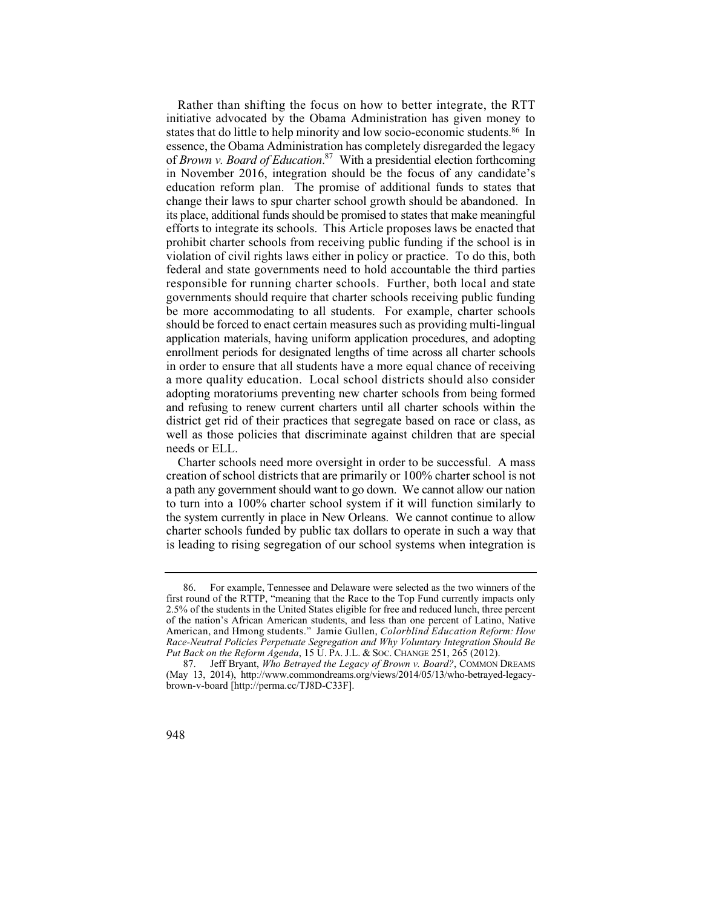Rather than shifting the focus on how to better integrate, the RTT initiative advocated by the Obama Administration has given money to states that do little to help minority and low socio-economic students.[86] In essence, the Obama Administration has completely disregarded the legacy of *Brown v. Board of Education*.[87] With a presidential election forthcoming in November 2016, integration should be the focus of any candidate's education reform plan. The promise of additional funds to states that change their laws to spur charter school growth should be abandoned. In its place, additional funds should be promised to states that make meaningful efforts to integrate its schools. This Article proposes laws be enacted that prohibit charter schools from receiving public funding if the school is in violation of civil rights laws either in policy or practice. To do this, both federal and state governments need to hold accountable the third parties responsible for running charter schools. Further, both local and state governments should require that charter schools receiving public funding be more accommodating to all students. For example, charter schools should be forced to enact certain measures such as providing multi-lingual application materials, having uniform application procedures, and adopting enrollment periods for designated lengths of time across all charter schools in order to ensure that all students have a more equal chance of receiving a more quality education. Local school districts should also consider adopting moratoriums preventing new charter schools from being formed and refusing to renew current charters until all charter schools within the district get rid of their practices that segregate based on race or class, as well as those policies that discriminate against children that are special needs or ELL.

Charter schools need more oversight in order to be successful. A mass creation of school districts that are primarily or 100% charter school is not a path any government should want to go down. We cannot allow our nation to turn into a 100% charter school system if it will function similarly to the system currently in place in New Orleans. We cannot continue to allow charter schools funded by public tax dollars to operate in such a way that is leading to rising segregation of our school systems when integration is

---

86. For example, Tennessee and Delaware were selected as the two winners of the first round of the RTTP, "meaning that the Race to the Top Fund currently impacts only 2.5% of the students in the United States eligible for free and reduced lunch, three percent of the nation's African American students, and less than one percent of Latino, Native American, and Hmong students." Jamie Gullen, *Colorblind Education Reform: How Race-Neutral Policies Perpetuate Segregation and Why Voluntary Integration Should Be Put Back on the Reform Agenda*, 15 U. PA. J.L. & SOC. CHANGE 251, 265 (2012).

87. Jeff Bryant, *Who Betrayed the Legacy of Brown v. Board?*, COMMON DREAMS (May 13, 2014), http://www.commondreams.org/views/2014/05/13/who-betrayed-legacy-brown-v-board [http://perma.cc/TJ8D-C33F].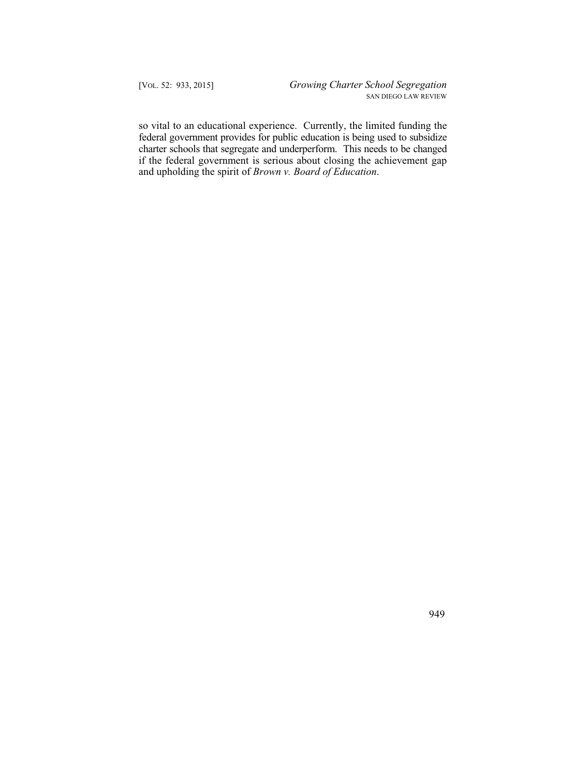so vital to an educational experience. Currently, the limited funding the federal government provides for public education is being used to subsidize charter schools that segregate and underperform. This needs to be changed if the federal government is serious about closing the achievement gap and upholding the spirit of *Brown v. Board of Education*.